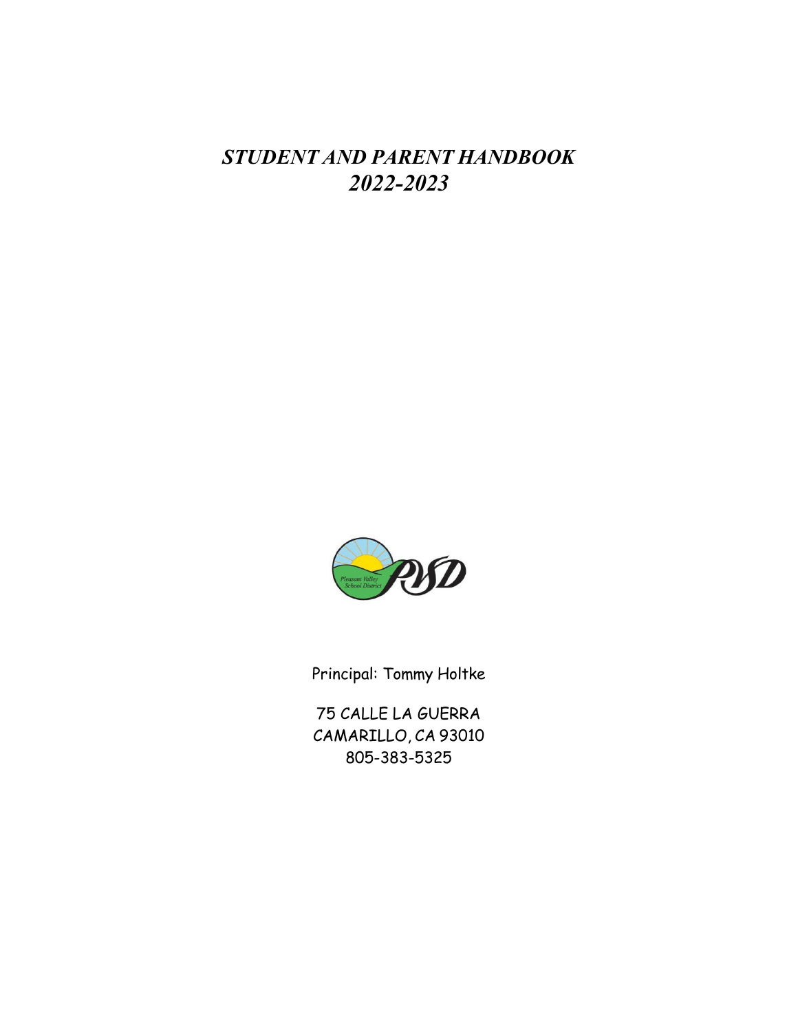# *STUDENT AND PARENT HANDBOOK*
# *2022-2023*

Principal: Tommy Holtke

75 CALLE LA GUERRA
CAMARILLO, CA 93010
805-383-5325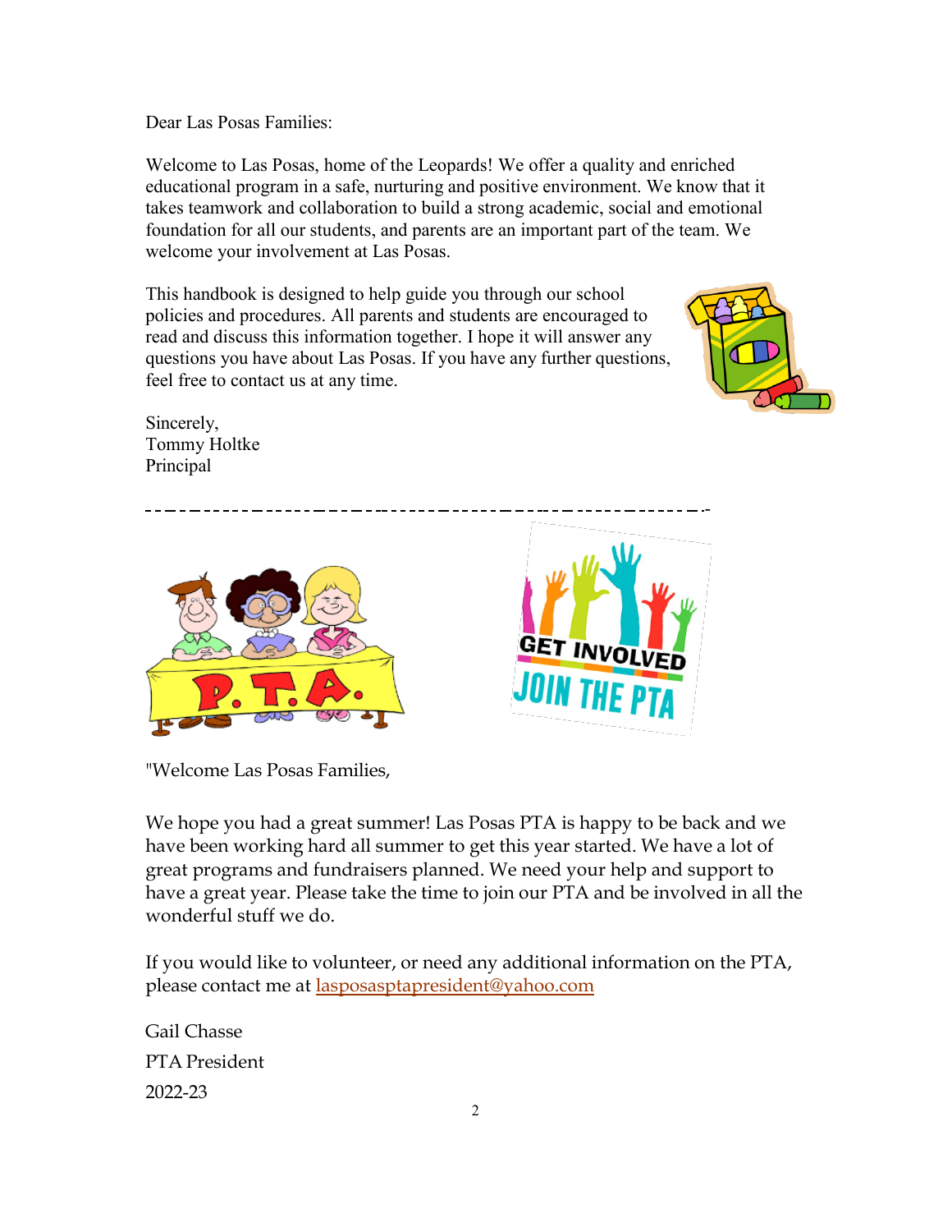Dear Las Posas Families:

Welcome to Las Posas, home of the Leopards! We offer a quality and enriched educational program in a safe, nurturing and positive environment. We know that it takes teamwork and collaboration to build a strong academic, social and emotional foundation for all our students, and parents are an important part of the team. We welcome your involvement at Las Posas.

This handbook is designed to help guide you through our school policies and procedures. All parents and students are encouraged to read and discuss this information together. I hope it will answer any questions you have about Las Posas. If you have any further questions, feel free to contact us at any time.

Sincerely,
Tommy Holtke
Principal

---

"Welcome Las Posas Families,

We hope you had a great summer! Las Posas PTA is happy to be back and we have been working hard all summer to get this year started. We have a lot of great programs and fundraisers planned. We need your help and support to have a great year. Please take the time to join our PTA and be involved in all the wonderful stuff we do.

If you would like to volunteer, or need any additional information on the PTA, please contact me at lasposasptapresident@yahoo.com

Gail Chasse
PTA President
2022-23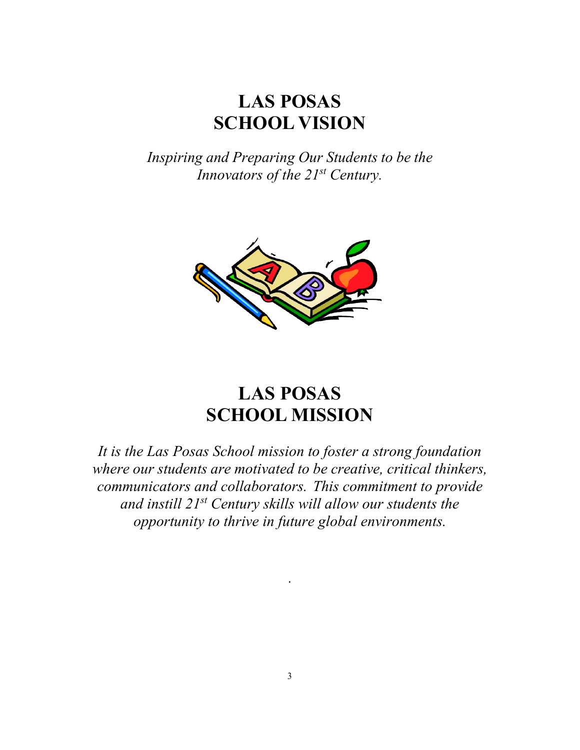# LAS POSAS
# SCHOOL VISION

*Inspiring and Preparing Our Students to be the Innovators of the 21st Century.*

# LAS POSAS
# SCHOOL MISSION

*It is the Las Posas School mission to foster a strong foundation where our students are motivated to be creative, critical thinkers, communicators and collaborators. This commitment to provide and instill 21st Century skills will allow our students the opportunity to thrive in future global environments.*

.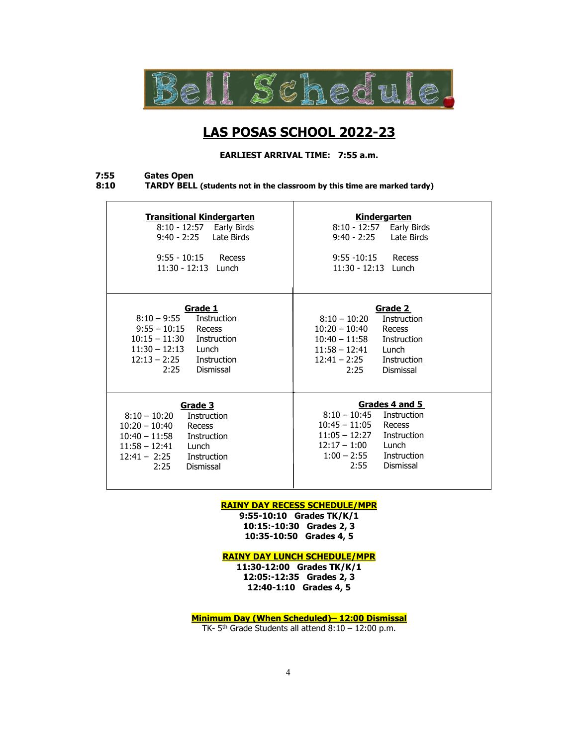# Bell Schedule

## LAS POSAS SCHOOL 2022-23

**EARLIEST ARRIVAL TIME: 7:55 a.m.**

**7:55** **Gates Open**
**8:10** **TARDY BELL (students not in the classroom by this time are marked tardy)**

| Transitional Kindergarten | | Kindergarten | |
|---|---|---|---|
| 8:10 - 12:57 | Early Birds | 8:10 - 12:57 | Early Birds |
| 9:40 - 2:25 | Late Birds | 9:40 - 2:25 | Late Birds |
| 9:55 - 10:15 | Recess | 9:55 -10:15 | Recess |
| 11:30 - 12:13 | Lunch | 11:30 - 12:13 | Lunch |

| Grade 1 | | Grade 2 | |
|---|---|---|---|
| 8:10 – 9:55 | Instruction | 8:10 – 10:20 | Instruction |
| 9:55 – 10:15 | Recess | 10:20 – 10:40 | Recess |
| 10:15 – 11:30 | Instruction | 10:40 – 11:58 | Instruction |
| 11:30 – 12:13 | Lunch | 11:58 – 12:41 | Lunch |
| 12:13 – 2:25 | Instruction | 12:41 – 2:25 | Instruction |
| 2:25 | Dismissal | 2:25 | Dismissal |

| Grade 3 | | Grades 4 and 5 | |
|---|---|---|---|
| 8:10 – 10:20 | Instruction | 8:10 – 10:45 | Instruction |
| 10:20 – 10:40 | Recess | 10:45 – 11:05 | Recess |
| 10:40 – 11:58 | Instruction | 11:05 – 12:27 | Instruction |
| 11:58 – 12:41 | Lunch | 12:17 – 1:00 | Lunch |
| 12:41 – 2:25 | Instruction | 1:00 – 2:55 | Instruction |
| 2:25 | Dismissal | 2:55 | Dismissal |

**RAINY DAY RECESS SCHEDULE/MPR**

**9:55-10:10 Grades TK/K/1**
**10:15:-10:30 Grades 2, 3**
**10:35-10:50 Grades 4, 5**

**RAINY DAY LUNCH SCHEDULE/MPR**

**11:30-12:00 Grades TK/K/1**
**12:05:-12:35 Grades 2, 3**
**12:40-1:10 Grades 4, 5**

**Minimum Day (When Scheduled)– 12:00 Dismissal**

TK- 5th Grade Students all attend 8:10 – 12:00 p.m.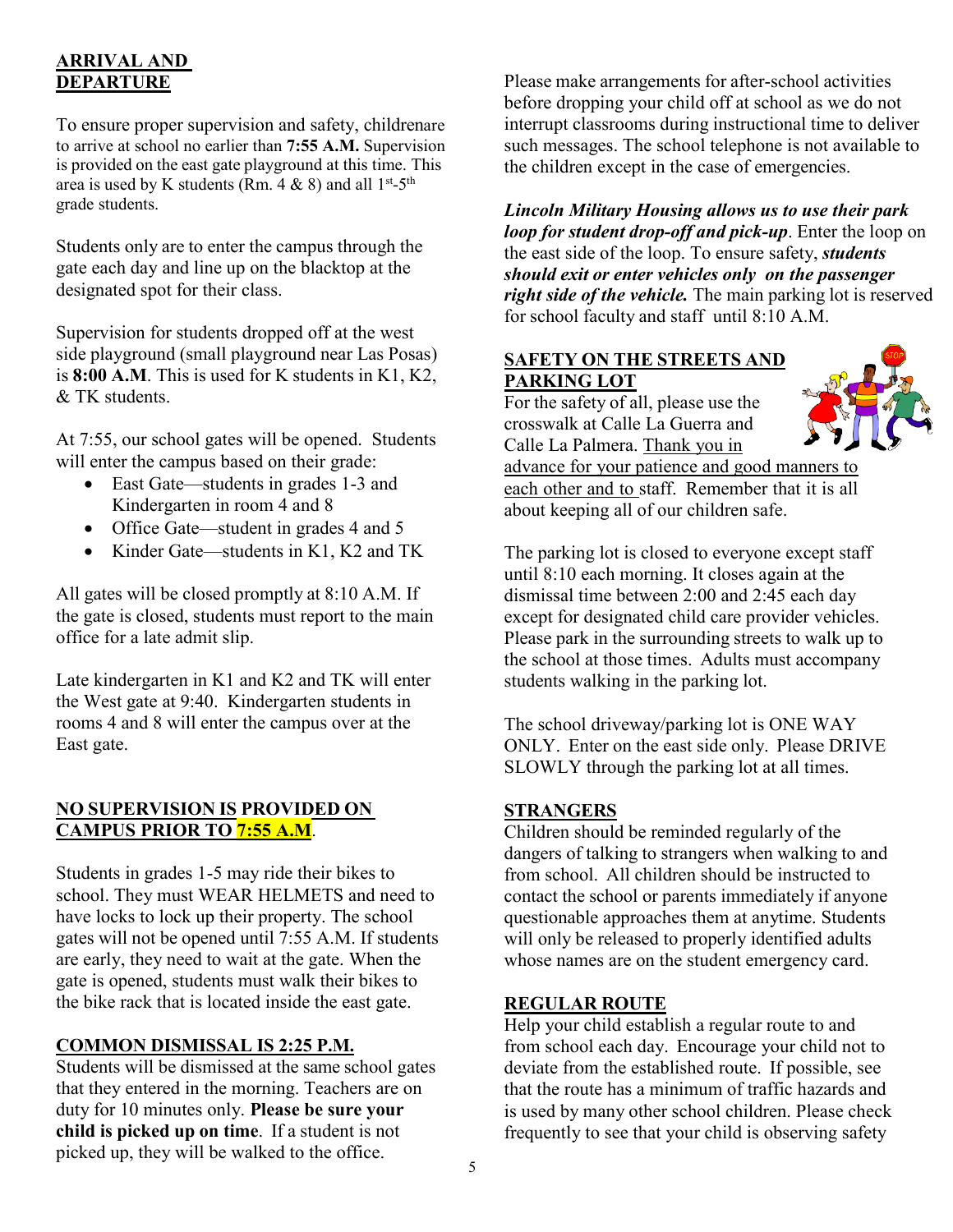## ARRIVAL AND DEPARTURE

To ensure proper supervision and safety, childrenare to arrive at school no earlier than **7:55 A.M.** Supervision is provided on the east gate playground at this time. This area is used by K students (Rm. 4 & 8) and all 1st-5th grade students.

Students only are to enter the campus through the gate each day and line up on the blacktop at the designated spot for their class.

Supervision for students dropped off at the west side playground (small playground near Las Posas) is **8:00 A.M**. This is used for K students in K1, K2, & TK students.

At 7:55, our school gates will be opened. Students will enter the campus based on their grade:

- East Gate—students in grades 1-3 and Kindergarten in room 4 and 8
- Office Gate—student in grades 4 and 5
- Kinder Gate—students in K1, K2 and TK

All gates will be closed promptly at 8:10 A.M. If the gate is closed, students must report to the main office for a late admit slip.

Late kindergarten in K1 and K2 and TK will enter the West gate at 9:40. Kindergarten students in rooms 4 and 8 will enter the campus over at the East gate.

## NO SUPERVISION IS PROVIDED ON CAMPUS PRIOR TO 7:55 A.M.

Students in grades 1-5 may ride their bikes to school. They must WEAR HELMETS and need to have locks to lock up their property. The school gates will not be opened until 7:55 A.M. If students are early, they need to wait at the gate. When the gate is opened, students must walk their bikes to the bike rack that is located inside the east gate.

## COMMON DISMISSAL IS 2:25 P.M.

Students will be dismissed at the same school gates that they entered in the morning. Teachers are on duty for 10 minutes only. **Please be sure your child is picked up on time**. If a student is not picked up, they will be walked to the office.

Please make arrangements for after-school activities before dropping your child off at school as we do not interrupt classrooms during instructional time to deliver such messages. The school telephone is not available to the children except in the case of emergencies.

***Lincoln Military Housing allows us to use their park loop for student drop-off and pick-up***. Enter the loop on the east side of the loop. To ensure safety, ***students should exit or enter vehicles only on the passenger right side of the vehicle.*** The main parking lot is reserved for school faculty and staff until 8:10 A.M.

## SAFETY ON THE STREETS AND PARKING LOT

For the safety of all, please use the crosswalk at Calle La Guerra and Calle La Palmera. Thank you in advance for your patience and good manners to each other and to staff. Remember that it is all about keeping all of our children safe.

The parking lot is closed to everyone except staff until 8:10 each morning. It closes again at the dismissal time between 2:00 and 2:45 each day except for designated child care provider vehicles. Please park in the surrounding streets to walk up to the school at those times. Adults must accompany students walking in the parking lot.

The school driveway/parking lot is ONE WAY ONLY. Enter on the east side only. Please DRIVE SLOWLY through the parking lot at all times.

## STRANGERS

Children should be reminded regularly of the dangers of talking to strangers when walking to and from school. All children should be instructed to contact the school or parents immediately if anyone questionable approaches them at anytime. Students will only be released to properly identified adults whose names are on the student emergency card.

## REGULAR ROUTE

Help your child establish a regular route to and from school each day. Encourage your child not to deviate from the established route. If possible, see that the route has a minimum of traffic hazards and is used by many other school children. Please check frequently to see that your child is observing safety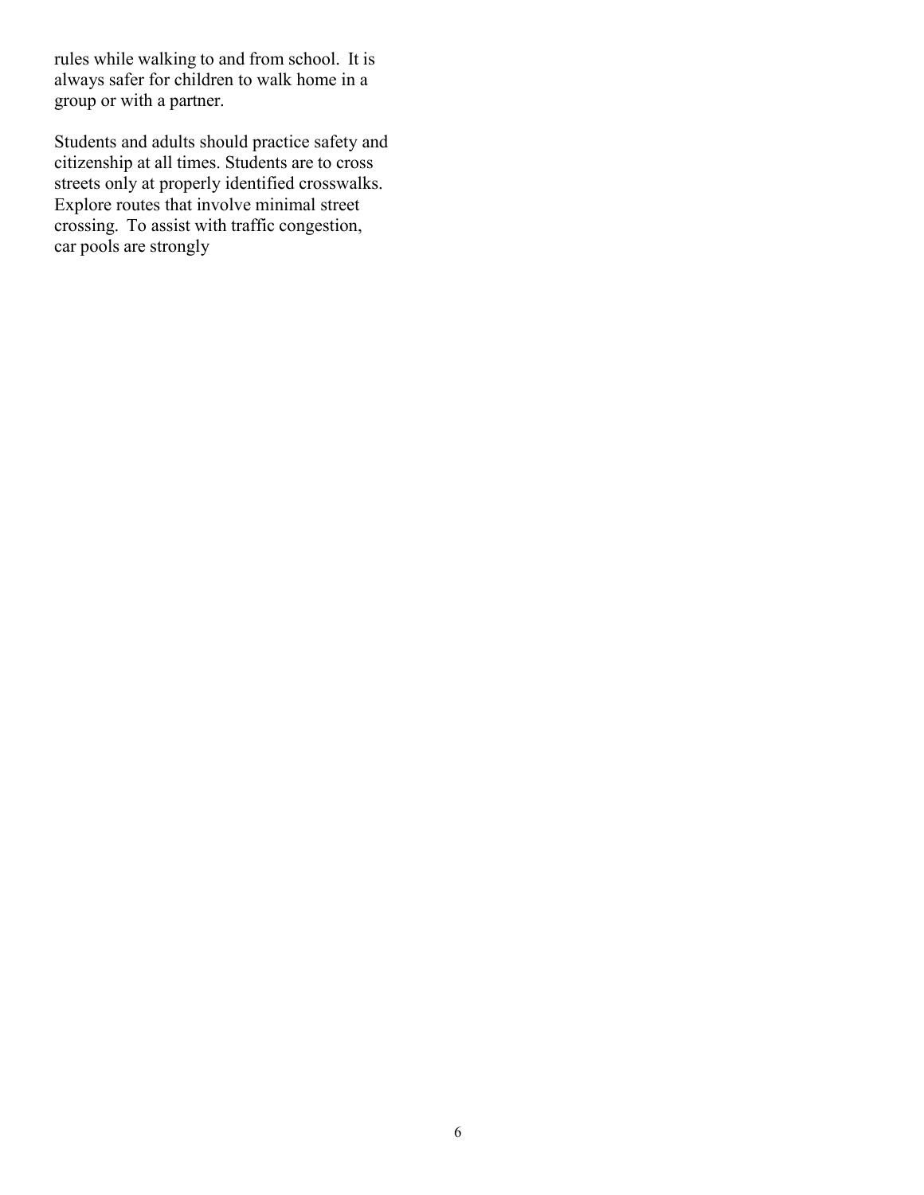rules while walking to and from school. It is always safer for children to walk home in a group or with a partner.

Students and adults should practice safety and citizenship at all times. Students are to cross streets only at properly identified crosswalks. Explore routes that involve minimal street crossing. To assist with traffic congestion, car pools are strongly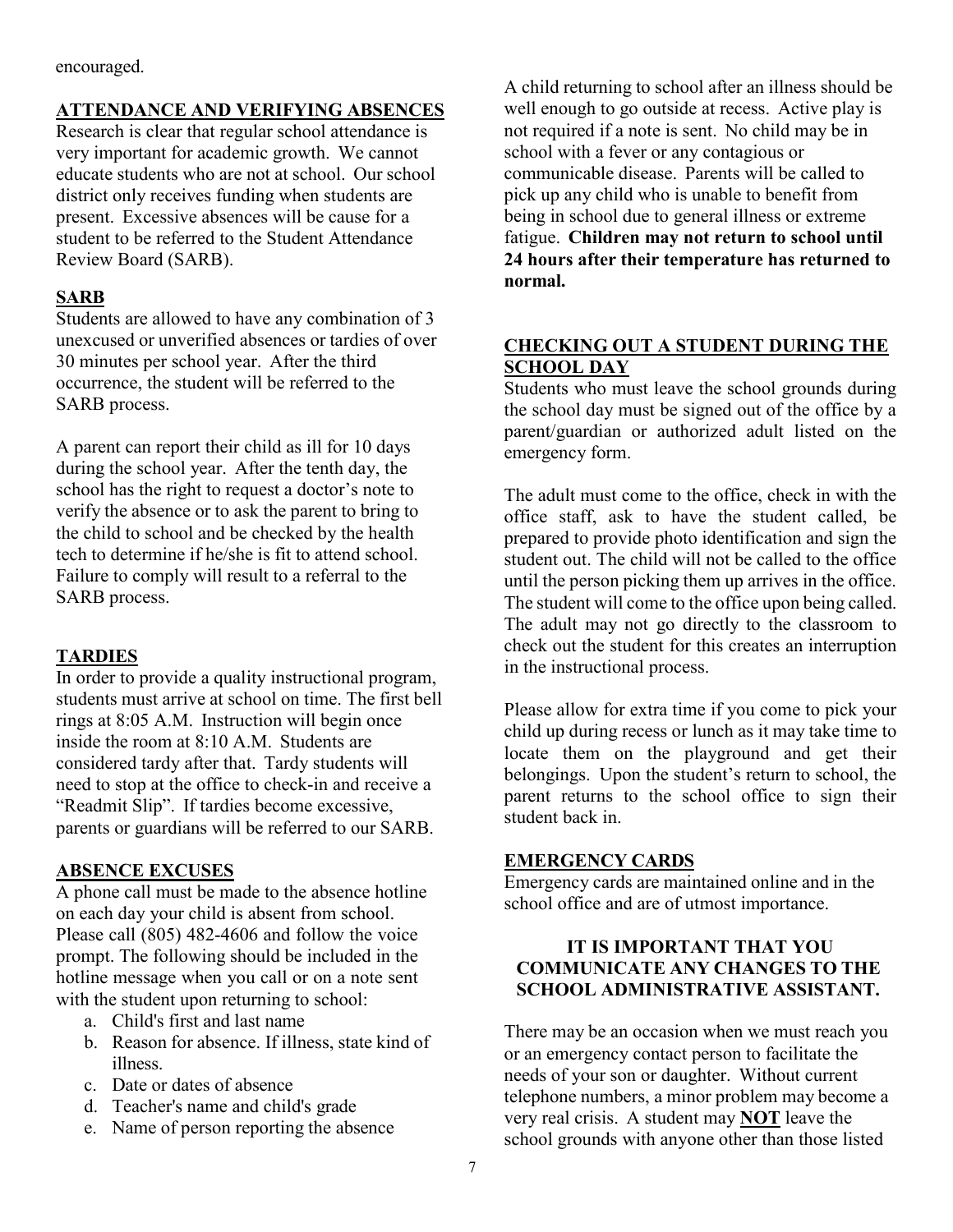encouraged.

## ATTENDANCE AND VERIFYING ABSENCES

Research is clear that regular school attendance is very important for academic growth. We cannot educate students who are not at school. Our school district only receives funding when students are present. Excessive absences will be cause for a student to be referred to the Student Attendance Review Board (SARB).

## SARB

Students are allowed to have any combination of 3 unexcused or unverified absences or tardies of over 30 minutes per school year. After the third occurrence, the student will be referred to the SARB process.

A parent can report their child as ill for 10 days during the school year. After the tenth day, the school has the right to request a doctor's note to verify the absence or to ask the parent to bring to the child to school and be checked by the health tech to determine if he/she is fit to attend school. Failure to comply will result to a referral to the SARB process.

## TARDIES

In order to provide a quality instructional program, students must arrive at school on time. The first bell rings at 8:05 A.M. Instruction will begin once inside the room at 8:10 A.M. Students are considered tardy after that. Tardy students will need to stop at the office to check-in and receive a "Readmit Slip". If tardies become excessive, parents or guardians will be referred to our SARB.

## ABSENCE EXCUSES

A phone call must be made to the absence hotline on each day your child is absent from school. Please call (805) 482-4606 and follow the voice prompt. The following should be included in the hotline message when you call or on a note sent with the student upon returning to school:

a. Child's first and last name
b. Reason for absence. If illness, state kind of illness.
c. Date or dates of absence
d. Teacher's name and child's grade
e. Name of person reporting the absence

A child returning to school after an illness should be well enough to go outside at recess. Active play is not required if a note is sent. No child may be in school with a fever or any contagious or communicable disease. Parents will be called to pick up any child who is unable to benefit from being in school due to general illness or extreme fatigue. **Children may not return to school until 24 hours after their temperature has returned to normal.**

## CHECKING OUT A STUDENT DURING THE SCHOOL DAY

Students who must leave the school grounds during the school day must be signed out of the office by a parent/guardian or authorized adult listed on the emergency form.

The adult must come to the office, check in with the office staff, ask to have the student called, be prepared to provide photo identification and sign the student out. The child will not be called to the office until the person picking them up arrives in the office. The student will come to the office upon being called. The adult may not go directly to the classroom to check out the student for this creates an interruption in the instructional process.

Please allow for extra time if you come to pick your child up during recess or lunch as it may take time to locate them on the playground and get their belongings. Upon the student's return to school, the parent returns to the school office to sign their student back in.

## EMERGENCY CARDS

Emergency cards are maintained online and in the school office and are of utmost importance.

**IT IS IMPORTANT THAT YOU COMMUNICATE ANY CHANGES TO THE SCHOOL ADMINISTRATIVE ASSISTANT.**

There may be an occasion when we must reach you or an emergency contact person to facilitate the needs of your son or daughter. Without current telephone numbers, a minor problem may become a very real crisis. A student may **NOT** leave the school grounds with anyone other than those listed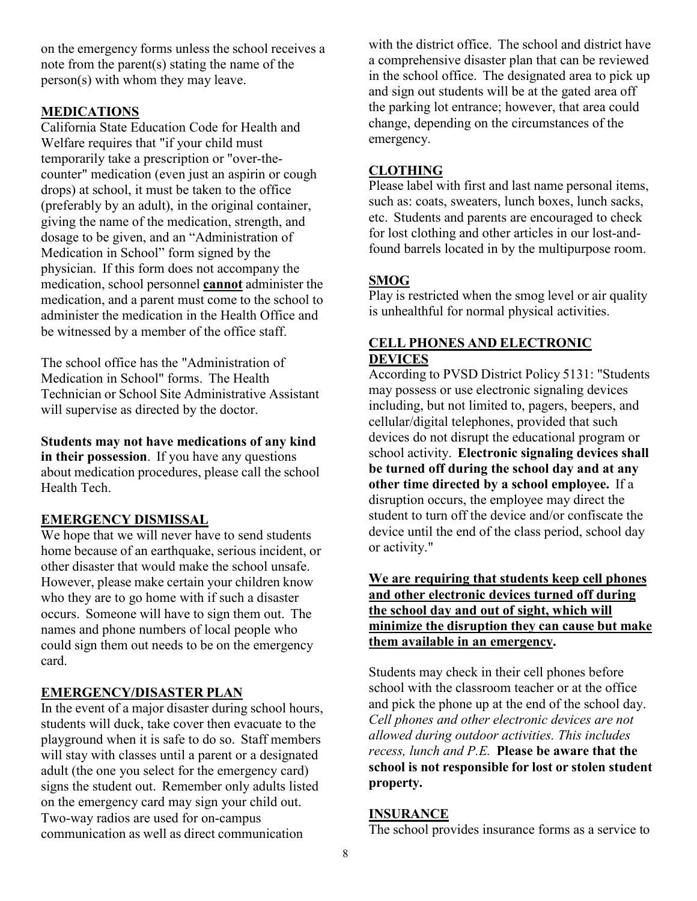on the emergency forms unless the school receives a note from the parent(s) stating the name of the person(s) with whom they may leave.

## MEDICATIONS

California State Education Code for Health and Welfare requires that "if your child must temporarily take a prescription or "over-the-counter" medication (even just an aspirin or cough drops) at school, it must be taken to the office (preferably by an adult), in the original container, giving the name of the medication, strength, and dosage to be given, and an "Administration of Medication in School" form signed by the physician. If this form does not accompany the medication, school personnel **cannot** administer the medication, and a parent must come to the school to administer the medication in the Health Office and be witnessed by a member of the office staff.

The school office has the "Administration of Medication in School" forms. The Health Technician or School Site Administrative Assistant will supervise as directed by the doctor.

**Students may not have medications of any kind in their possession**. If you have any questions about medication procedures, please call the school Health Tech.

## EMERGENCY DISMISSAL

We hope that we will never have to send students home because of an earthquake, serious incident, or other disaster that would make the school unsafe. However, please make certain your children know who they are to go home with if such a disaster occurs. Someone will have to sign them out. The names and phone numbers of local people who could sign them out needs to be on the emergency card.

## EMERGENCY/DISASTER PLAN

In the event of a major disaster during school hours, students will duck, take cover then evacuate to the playground when it is safe to do so. Staff members will stay with classes until a parent or a designated adult (the one you select for the emergency card) signs the student out. Remember only adults listed on the emergency card may sign your child out. Two-way radios are used for on-campus communication as well as direct communication with the district office. The school and district have a comprehensive disaster plan that can be reviewed in the school office. The designated area to pick up and sign out students will be at the gated area off the parking lot entrance; however, that area could change, depending on the circumstances of the emergency.

## CLOTHING

Please label with first and last name personal items, such as: coats, sweaters, lunch boxes, lunch sacks, etc. Students and parents are encouraged to check for lost clothing and other articles in our lost-and-found barrels located in by the multipurpose room.

## SMOG

Play is restricted when the smog level or air quality is unhealthful for normal physical activities.

## CELL PHONES AND ELECTRONIC DEVICES

According to PVSD District Policy 5131: "Students may possess or use electronic signaling devices including, but not limited to, pagers, beepers, and cellular/digital telephones, provided that such devices do not disrupt the educational program or school activity. **Electronic signaling devices shall be turned off during the school day and at any other time directed by a school employee.** If a disruption occurs, the employee may direct the student to turn off the device and/or confiscate the device until the end of the class period, school day or activity."

**We are requiring that students keep cell phones and other electronic devices turned off during the school day and out of sight, which will minimize the disruption they can cause but make them available in an emergency.**

Students may check in their cell phones before school with the classroom teacher or at the office and pick the phone up at the end of the school day. *Cell phones and other electronic devices are not allowed during outdoor activities. This includes recess, lunch and P.E.* **Please be aware that the school is not responsible for lost or stolen student property.**

## INSURANCE

The school provides insurance forms as a service to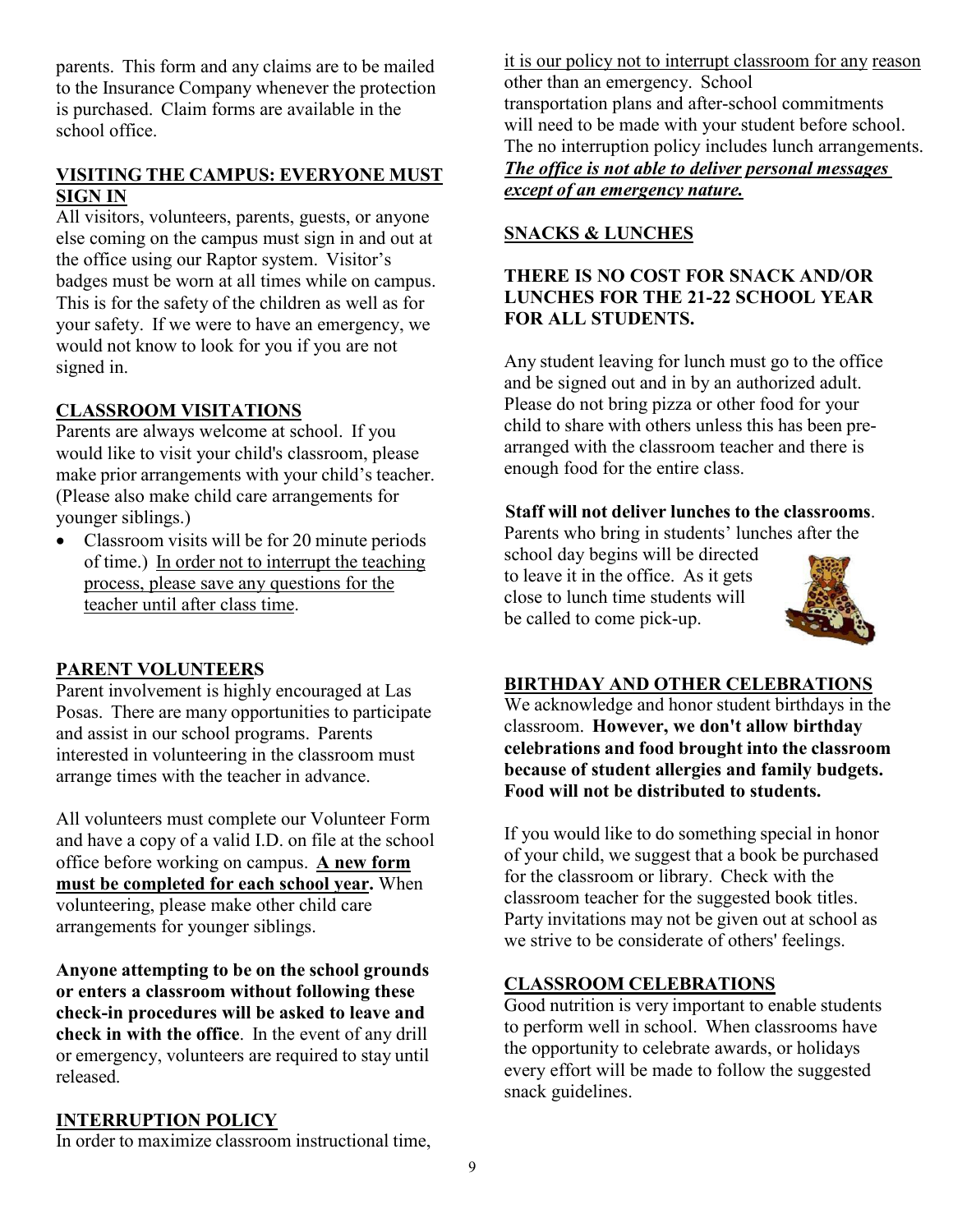parents. This form and any claims are to be mailed to the Insurance Company whenever the protection is purchased. Claim forms are available in the school office.

## VISITING THE CAMPUS: EVERYONE MUST SIGN IN

All visitors, volunteers, parents, guests, or anyone else coming on the campus must sign in and out at the office using our Raptor system. Visitor's badges must be worn at all times while on campus. This is for the safety of the children as well as for your safety. If we were to have an emergency, we would not know to look for you if you are not signed in.

## CLASSROOM VISITATIONS

Parents are always welcome at school. If you would like to visit your child's classroom, please make prior arrangements with your child's teacher. (Please also make child care arrangements for younger siblings.)

- Classroom visits will be for 20 minute periods of time.) In order not to interrupt the teaching process, please save any questions for the teacher until after class time.

## PARENT VOLUNTEERS

Parent involvement is highly encouraged at Las Posas. There are many opportunities to participate and assist in our school programs. Parents interested in volunteering in the classroom must arrange times with the teacher in advance.

All volunteers must complete our Volunteer Form and have a copy of a valid I.D. on file at the school office before working on campus. **A new form must be completed for each school year.** When volunteering, please make other child care arrangements for younger siblings.

**Anyone attempting to be on the school grounds or enters a classroom without following these check-in procedures will be asked to leave and check in with the office**. In the event of any drill or emergency, volunteers are required to stay until released.

## INTERRUPTION POLICY

In order to maximize classroom instructional time, it is our policy not to interrupt classroom for any reason other than an emergency. School transportation plans and after-school commitments will need to be made with your student before school. The no interruption policy includes lunch arrangements. ***The office is not able to deliver personal messages except of an emergency nature.***

## SNACKS & LUNCHES

**THERE IS NO COST FOR SNACK AND/OR LUNCHES FOR THE 21-22 SCHOOL YEAR FOR ALL STUDENTS.**

Any student leaving for lunch must go to the office and be signed out and in by an authorized adult. Please do not bring pizza or other food for your child to share with others unless this has been pre-arranged with the classroom teacher and there is enough food for the entire class.

**Staff will not deliver lunches to the classrooms**. Parents who bring in students' lunches after the school day begins will be directed to leave it in the office. As it gets close to lunch time students will be called to come pick-up.

## BIRTHDAY AND OTHER CELEBRATIONS

We acknowledge and honor student birthdays in the classroom. **However, we don't allow birthday celebrations and food brought into the classroom because of student allergies and family budgets. Food will not be distributed to students.**

If you would like to do something special in honor of your child, we suggest that a book be purchased for the classroom or library. Check with the classroom teacher for the suggested book titles. Party invitations may not be given out at school as we strive to be considerate of others' feelings.

## CLASSROOM CELEBRATIONS

Good nutrition is very important to enable students to perform well in school. When classrooms have the opportunity to celebrate awards, or holidays every effort will be made to follow the suggested snack guidelines.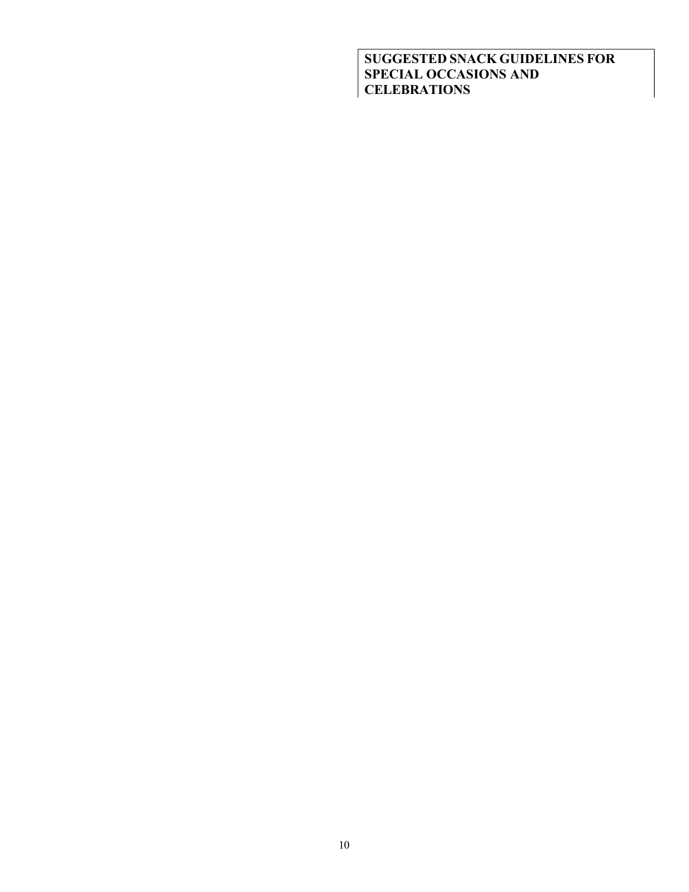**SUGGESTED SNACK GUIDELINES FOR SPECIAL OCCASIONS AND CELEBRATIONS**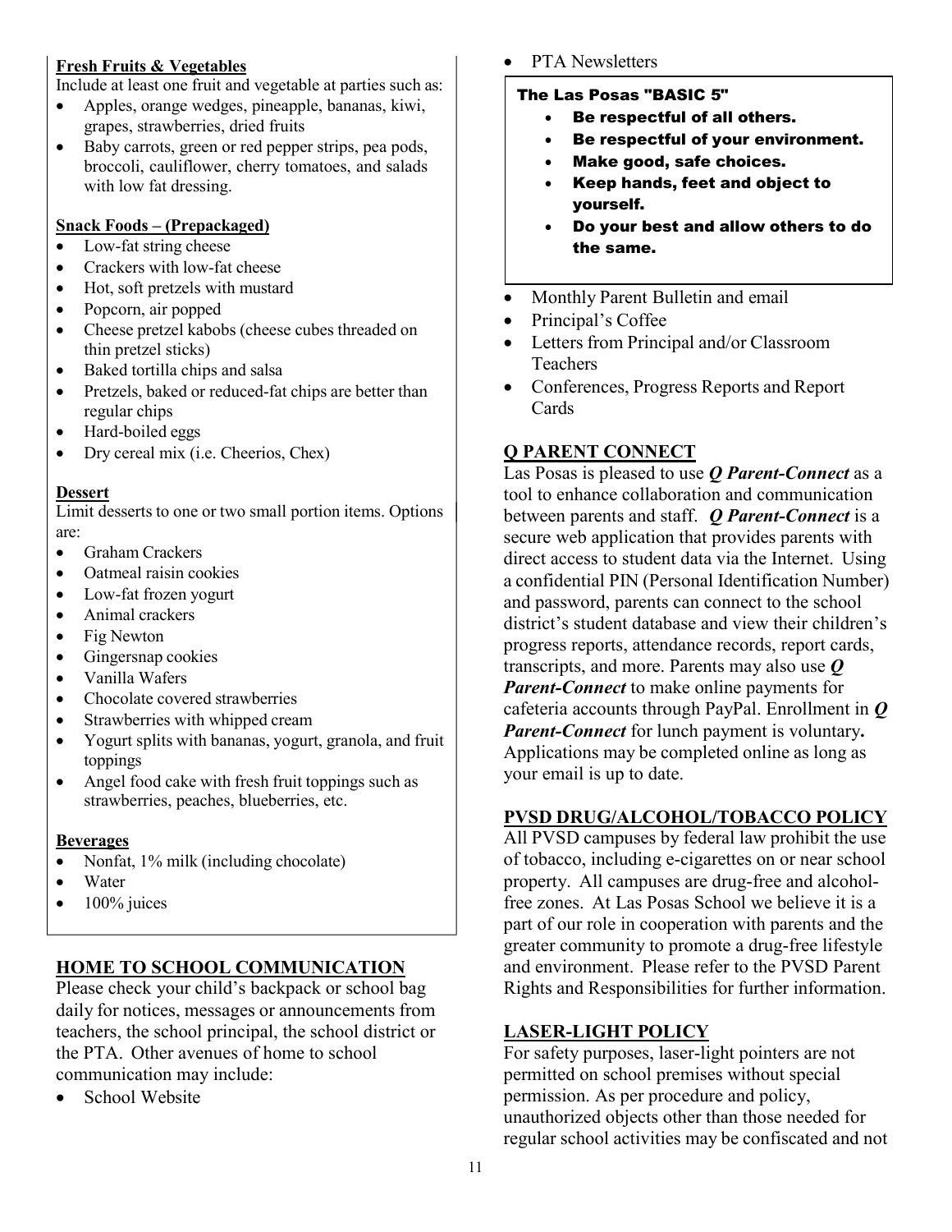**Fresh Fruits & Vegetables**

Include at least one fruit and vegetable at parties such as:

- Apples, orange wedges, pineapple, bananas, kiwi, grapes, strawberries, dried fruits
- Baby carrots, green or red pepper strips, pea pods, broccoli, cauliflower, cherry tomatoes, and salads with low fat dressing.

**Snack Foods – (Prepackaged)**

- Low-fat string cheese
- Crackers with low-fat cheese
- Hot, soft pretzels with mustard
- Popcorn, air popped
- Cheese pretzel kabobs (cheese cubes threaded on thin pretzel sticks)
- Baked tortilla chips and salsa
- Pretzels, baked or reduced-fat chips are better than regular chips
- Hard-boiled eggs
- Dry cereal mix (i.e. Cheerios, Chex)

**Dessert**

Limit desserts to one or two small portion items. Options are:

- Graham Crackers
- Oatmeal raisin cookies
- Low-fat frozen yogurt
- Animal crackers
- Fig Newton
- Gingersnap cookies
- Vanilla Wafers
- Chocolate covered strawberries
- Strawberries with whipped cream
- Yogurt splits with bananas, yogurt, granola, and fruit toppings
- Angel food cake with fresh fruit toppings such as strawberries, peaches, blueberries, etc.

**Beverages**

- Nonfat, 1% milk (including chocolate)
- Water
- 100% juices

## HOME TO SCHOOL COMMUNICATION

Please check your child's backpack or school bag daily for notices, messages or announcements from teachers, the school principal, the school district or the PTA. Other avenues of home to school communication may include:

- School Website
- PTA Newsletters

**The Las Posas "BASIC 5"**

- **Be respectful of all others.**
- **Be respectful of your environment.**
- **Make good, safe choices.**
- **Keep hands, feet and object to yourself.**
- **Do your best and allow others to do the same.**

- Monthly Parent Bulletin and email
- Principal's Coffee
- Letters from Principal and/or Classroom Teachers
- Conferences, Progress Reports and Report Cards

## Q PARENT CONNECT

Las Posas is pleased to use ***Q Parent-Connect*** as a tool to enhance collaboration and communication between parents and staff. ***Q Parent-Connect*** is a secure web application that provides parents with direct access to student data via the Internet. Using a confidential PIN (Personal Identification Number) and password, parents can connect to the school district's student database and view their children's progress reports, attendance records, report cards, transcripts, and more. Parents may also use ***Q Parent-Connect*** to make online payments for cafeteria accounts through PayPal. Enrollment in ***Q Parent-Connect*** for lunch payment is voluntary**.** Applications may be completed online as long as your email is up to date.

## PVSD DRUG/ALCOHOL/TOBACCO POLICY

All PVSD campuses by federal law prohibit the use of tobacco, including e-cigarettes on or near school property. All campuses are drug-free and alcohol-free zones. At Las Posas School we believe it is a part of our role in cooperation with parents and the greater community to promote a drug-free lifestyle and environment. Please refer to the PVSD Parent Rights and Responsibilities for further information.

## LASER-LIGHT POLICY

For safety purposes, laser-light pointers are not permitted on school premises without special permission. As per procedure and policy, unauthorized objects other than those needed for regular school activities may be confiscated and not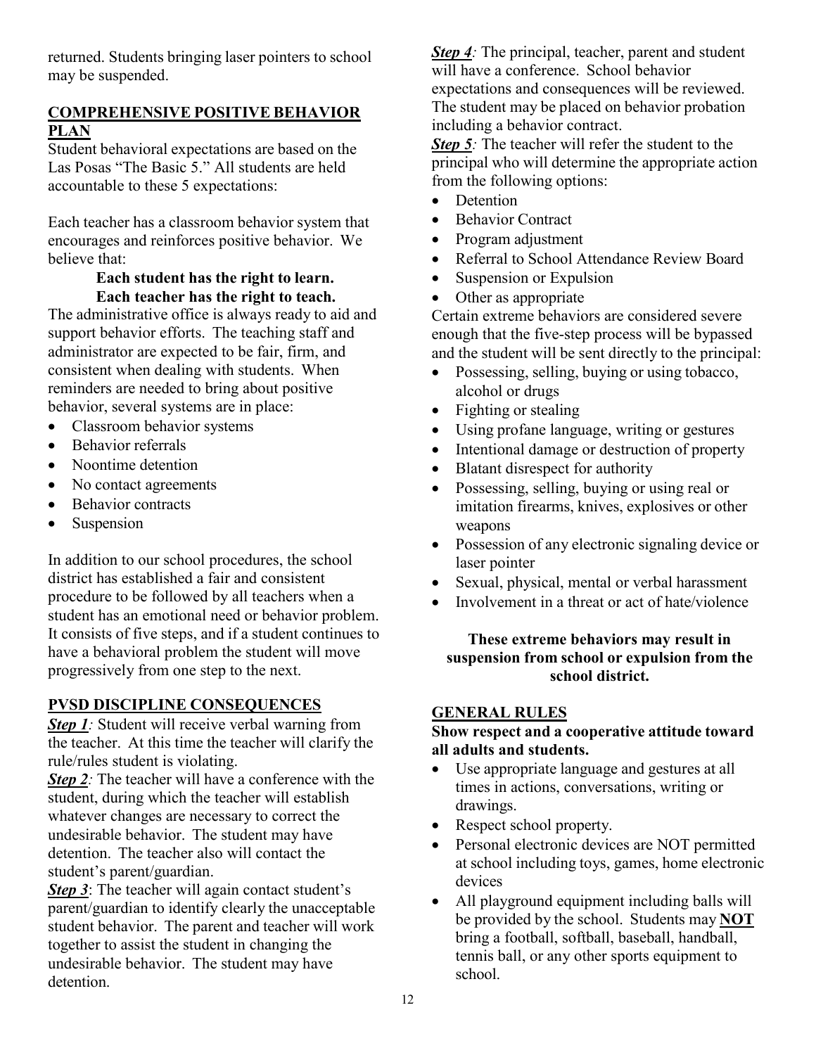returned. Students bringing laser pointers to school may be suspended.

## COMPREHENSIVE POSITIVE BEHAVIOR PLAN

Student behavioral expectations are based on the Las Posas "The Basic 5." All students are held accountable to these 5 expectations:

Each teacher has a classroom behavior system that encourages and reinforces positive behavior. We believe that:

**Each student has the right to learn.**
**Each teacher has the right to teach.**

The administrative office is always ready to aid and support behavior efforts. The teaching staff and administrator are expected to be fair, firm, and consistent when dealing with students. When reminders are needed to bring about positive behavior, several systems are in place:

- Classroom behavior systems
- Behavior referrals
- Noontime detention
- No contact agreements
- Behavior contracts
- Suspension

In addition to our school procedures, the school district has established a fair and consistent procedure to be followed by all teachers when a student has an emotional need or behavior problem. It consists of five steps, and if a student continues to have a behavioral problem the student will move progressively from one step to the next.

## PVSD DISCIPLINE CONSEQUENCES

***Step 1***: Student will receive verbal warning from the teacher. At this time the teacher will clarify the rule/rules student is violating.

***Step 2***: The teacher will have a conference with the student, during which the teacher will establish whatever changes are necessary to correct the undesirable behavior. The student may have detention. The teacher also will contact the student's parent/guardian.

***Step 3***: The teacher will again contact student's parent/guardian to identify clearly the unacceptable student behavior. The parent and teacher will work together to assist the student in changing the undesirable behavior. The student may have detention.

***Step 4***: The principal, teacher, parent and student will have a conference. School behavior expectations and consequences will be reviewed. The student may be placed on behavior probation including a behavior contract.

***Step 5***: The teacher will refer the student to the principal who will determine the appropriate action from the following options:

- Detention
- Behavior Contract
- Program adjustment
- Referral to School Attendance Review Board
- Suspension or Expulsion
- Other as appropriate

Certain extreme behaviors are considered severe enough that the five-step process will be bypassed and the student will be sent directly to the principal:

- Possessing, selling, buying or using tobacco, alcohol or drugs
- Fighting or stealing
- Using profane language, writing or gestures
- Intentional damage or destruction of property
- Blatant disrespect for authority
- Possessing, selling, buying or using real or imitation firearms, knives, explosives or other weapons
- Possession of any electronic signaling device or laser pointer
- Sexual, physical, mental or verbal harassment
- Involvement in a threat or act of hate/violence

**These extreme behaviors may result in suspension from school or expulsion from the school district.**

## GENERAL RULES

**Show respect and a cooperative attitude toward all adults and students.**

- Use appropriate language and gestures at all times in actions, conversations, writing or drawings.
- Respect school property.
- Personal electronic devices are NOT permitted at school including toys, games, home electronic devices
- All playground equipment including balls will be provided by the school. Students may **NOT** bring a football, softball, baseball, handball, tennis ball, or any other sports equipment to school.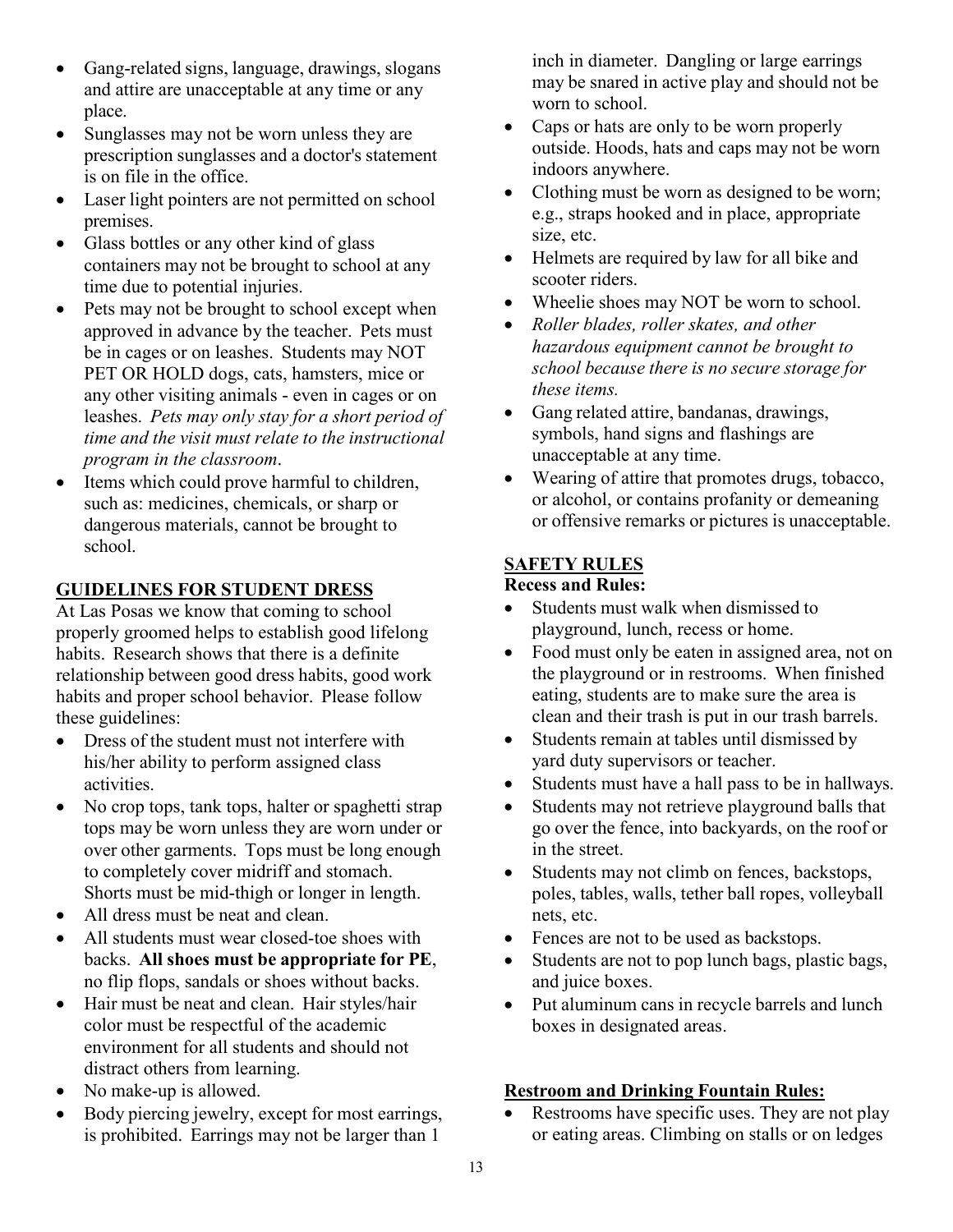- Gang-related signs, language, drawings, slogans and attire are unacceptable at any time or any place.
- Sunglasses may not be worn unless they are prescription sunglasses and a doctor's statement is on file in the office.
- Laser light pointers are not permitted on school premises.
- Glass bottles or any other kind of glass containers may not be brought to school at any time due to potential injuries.
- Pets may not be brought to school except when approved in advance by the teacher. Pets must be in cages or on leashes. Students may NOT PET OR HOLD dogs, cats, hamsters, mice or any other visiting animals - even in cages or on leashes. *Pets may only stay for a short period of time and the visit must relate to the instructional program in the classroom*.
- Items which could prove harmful to children, such as: medicines, chemicals, or sharp or dangerous materials, cannot be brought to school.

## GUIDELINES FOR STUDENT DRESS

At Las Posas we know that coming to school properly groomed helps to establish good lifelong habits. Research shows that there is a definite relationship between good dress habits, good work habits and proper school behavior. Please follow these guidelines:

- Dress of the student must not interfere with his/her ability to perform assigned class activities.
- No crop tops, tank tops, halter or spaghetti strap tops may be worn unless they are worn under or over other garments. Tops must be long enough to completely cover midriff and stomach. Shorts must be mid-thigh or longer in length.
- All dress must be neat and clean.
- All students must wear closed-toe shoes with backs. **All shoes must be appropriate for PE**, no flip flops, sandals or shoes without backs.
- Hair must be neat and clean. Hair styles/hair color must be respectful of the academic environment for all students and should not distract others from learning.
- No make-up is allowed.
- Body piercing jewelry, except for most earrings, is prohibited. Earrings may not be larger than 1 inch in diameter. Dangling or large earrings may be snared in active play and should not be worn to school.
- Caps or hats are only to be worn properly outside. Hoods, hats and caps may not be worn indoors anywhere.
- Clothing must be worn as designed to be worn; e.g., straps hooked and in place, appropriate size, etc.
- Helmets are required by law for all bike and scooter riders.
- Wheelie shoes may NOT be worn to school.
- *Roller blades, roller skates, and other hazardous equipment cannot be brought to school because there is no secure storage for these items.*
- Gang related attire, bandanas, drawings, symbols, hand signs and flashings are unacceptable at any time.
- Wearing of attire that promotes drugs, tobacco, or alcohol, or contains profanity or demeaning or offensive remarks or pictures is unacceptable.

## SAFETY RULES

**Recess and Rules:**

- Students must walk when dismissed to playground, lunch, recess or home.
- Food must only be eaten in assigned area, not on the playground or in restrooms. When finished eating, students are to make sure the area is clean and their trash is put in our trash barrels.
- Students remain at tables until dismissed by yard duty supervisors or teacher.
- Students must have a hall pass to be in hallways.
- Students may not retrieve playground balls that go over the fence, into backyards, on the roof or in the street.
- Students may not climb on fences, backstops, poles, tables, walls, tether ball ropes, volleyball nets, etc.
- Fences are not to be used as backstops.
- Students are not to pop lunch bags, plastic bags, and juice boxes.
- Put aluminum cans in recycle barrels and lunch boxes in designated areas.

**Restroom and Drinking Fountain Rules:**

- Restrooms have specific uses. They are not play or eating areas. Climbing on stalls or on ledges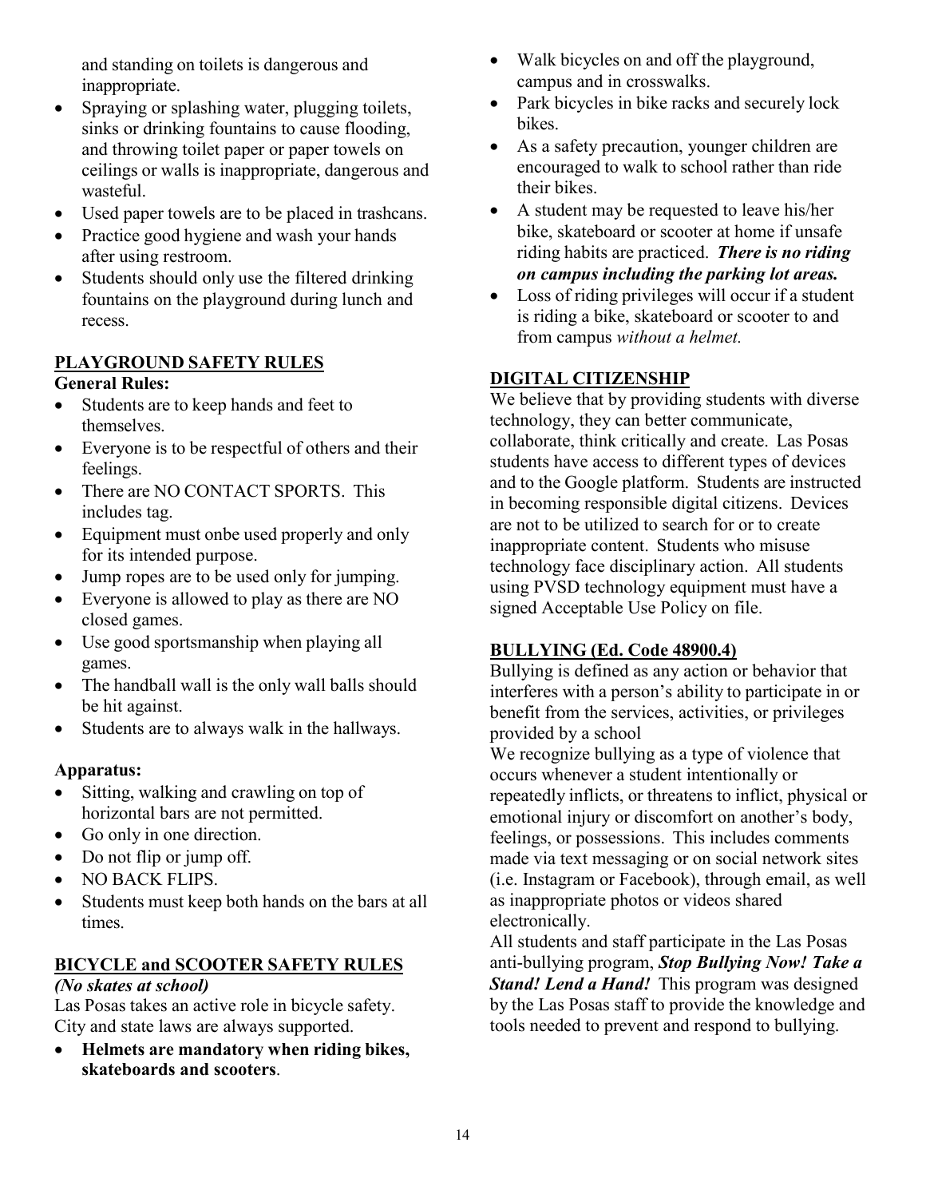and standing on toilets is dangerous and inappropriate.

- Spraying or splashing water, plugging toilets, sinks or drinking fountains to cause flooding, and throwing toilet paper or paper towels on ceilings or walls is inappropriate, dangerous and wasteful.
- Used paper towels are to be placed in trashcans.
- Practice good hygiene and wash your hands after using restroom.
- Students should only use the filtered drinking fountains on the playground during lunch and recess.

## PLAYGROUND SAFETY RULES

**General Rules:**

- Students are to keep hands and feet to themselves.
- Everyone is to be respectful of others and their feelings.
- There are NO CONTACT SPORTS. This includes tag.
- Equipment must onbe used properly and only for its intended purpose.
- Jump ropes are to be used only for jumping.
- Everyone is allowed to play as there are NO closed games.
- Use good sportsmanship when playing all games.
- The handball wall is the only wall balls should be hit against.
- Students are to always walk in the hallways.

**Apparatus:**

- Sitting, walking and crawling on top of horizontal bars are not permitted.
- Go only in one direction.
- Do not flip or jump off.
- NO BACK FLIPS.
- Students must keep both hands on the bars at all times.

## BICYCLE and SCOOTER SAFETY RULES

***(No skates at school)***

Las Posas takes an active role in bicycle safety. City and state laws are always supported.

- **Helmets are mandatory when riding bikes, skateboards and scooters**.
- Walk bicycles on and off the playground, campus and in crosswalks.
- Park bicycles in bike racks and securely lock bikes.
- As a safety precaution, younger children are encouraged to walk to school rather than ride their bikes.
- A student may be requested to leave his/her bike, skateboard or scooter at home if unsafe riding habits are practiced. ***There is no riding on campus including the parking lot areas.***
- Loss of riding privileges will occur if a student is riding a bike, skateboard or scooter to and from campus *without a helmet.*

## DIGITAL CITIZENSHIP

We believe that by providing students with diverse technology, they can better communicate, collaborate, think critically and create. Las Posas students have access to different types of devices and to the Google platform. Students are instructed in becoming responsible digital citizens. Devices are not to be utilized to search for or to create inappropriate content. Students who misuse technology face disciplinary action. All students using PVSD technology equipment must have a signed Acceptable Use Policy on file.

## BULLYING (Ed. Code 48900.4)

Bullying is defined as any action or behavior that interferes with a person's ability to participate in or benefit from the services, activities, or privileges provided by a school

We recognize bullying as a type of violence that occurs whenever a student intentionally or repeatedly inflicts, or threatens to inflict, physical or emotional injury or discomfort on another's body, feelings, or possessions. This includes comments made via text messaging or on social network sites (i.e. Instagram or Facebook), through email, as well as inappropriate photos or videos shared electronically.

All students and staff participate in the Las Posas anti-bullying program, ***Stop Bullying Now! Take a Stand! Lend a Hand!*** This program was designed by the Las Posas staff to provide the knowledge and tools needed to prevent and respond to bullying.